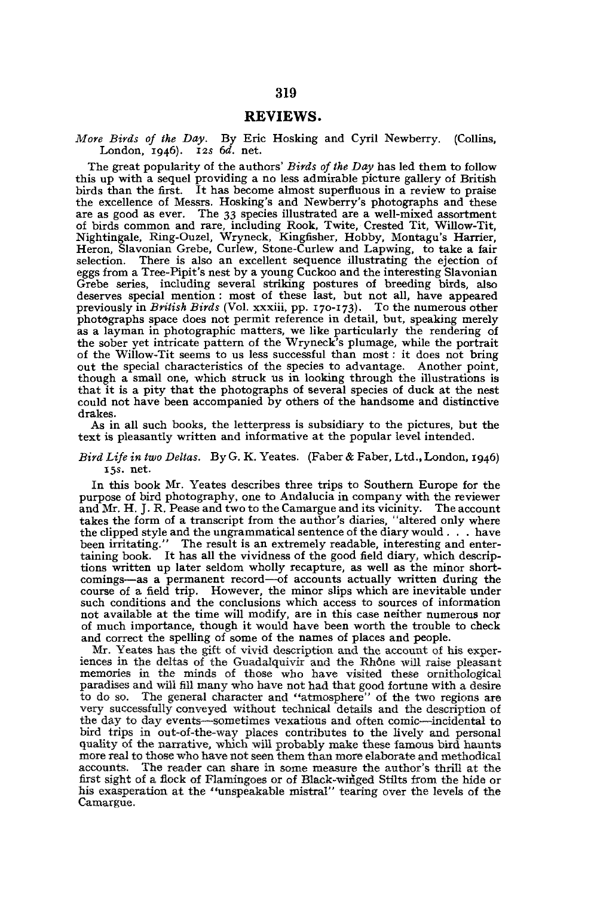# REVIEWS.

*More Birds of the Day.* By Eric Hosking and Cyril Newberry. (Collins, London, 1946). 12s 6d. net.

The great popularity of the authors' *Birds of the Day* has led them to follow this up with a sequel providing a no less admirable picture gallery of British birds than the first. It has become almost superfluous in a review to praise the excellence of Messrs. Hosking's and Newberry's photographs and these are as good as ever. The 33 species illustrated are a well-mixed assortment of birds common and rare, including Rook, Twite, Crested Tit, Willow-Tit, Nightingale, Ring-Ouzel, Wryneck, Kingfisher, Hobby, Montagu's Harrier, Heron, Slavonian Grebe, Curlew, Stone-Curlew and Lapwing, to take a fair selection. There is also an excellent sequence illustrating the ejection of eggs from a Tree-Pipit's nest by a young Cuckoo and the interesting Slavonian Grebe series, including several striking postures of breeding birds, also deserves special mention: most of these last, but not all, have appeared previously in *British Birds* (Vol. xxxiii, pp. 170-173). To the numerous other photographs space does not permit reference in detail, but, speaking merely as a layman in photographic matters, we like particularly the rendering of the sober yet intricate pattern of the Wryneck's plumage, while the portrait of the Willow-Tit seems to us less successful than most: it does not bring out the special characteristics of the species to advantage. Another point, though a small one, which struck us in looking through the illustrations is that it is a pity that the photographs of several species of duck at the nest could not have been accompanied by others of the handsome and distinctive drakes.

As in all such books, the letterpress is subsidiary to the pictures, but the text is pleasantly written and informative at the popular level intended.

*Bird Life in two Deltas.* By G. K. Yeates. (Faber & Faber, Ltd., London, 1946) 15s. net.

In this book Mr. Yeates describes three trips to Southern Europe for the purpose of bird photography, one to Andalucia in company with the reviewer and Mr. H. J. R. Pease and two to the Camargue and its vicinity. The account takes the form of a transcript from the author's diaries, "altered only where the clipped style and the ungrammatical sentence of the diary would . . . have been irritating." The result is an extremely readable, interesting and entertaining book. It has all the vividness of the good field diary, which descriptions written up later seldom wholly recapture, as well as the minor shortcomings—as a permanent record—of accounts actually written during the course of a field trip. However, the minor slips which are inevitable under such conditions and the conclusions which access to sources of information not available at the time will modify, are in this case neither numerous nor of much importance, though it would have been worth the trouble to check and correct the spelling of some of the names of places and people.

Mr. Yeates has the gift of vivid description and the account of his experiences in the deltas of the Guadalquivir and the Rhône will raise pleasant memories in the minds of those who have visited these ornithological paradises and will fill many who have not had that good fortune with a desire to do so. The general character and "atmosphere" of the two regions are very successfully conveyed without technical details and the description of the day to day events—sometimes vexatious and often comic—incidental to bird trips in out-of-the-way places contributes to the lively and personal quality of the narrative, which will probably make these famous bird haunts more real to those who have not seen them than more elaborate and methodical accounts. The reader can share in some measure the author's thrill at the first sight of a flock of Flamingoes or of Black-winged Stilts from the hide or his exasperation at the "unspeakable mistral" tearing over the levels of the Camargue.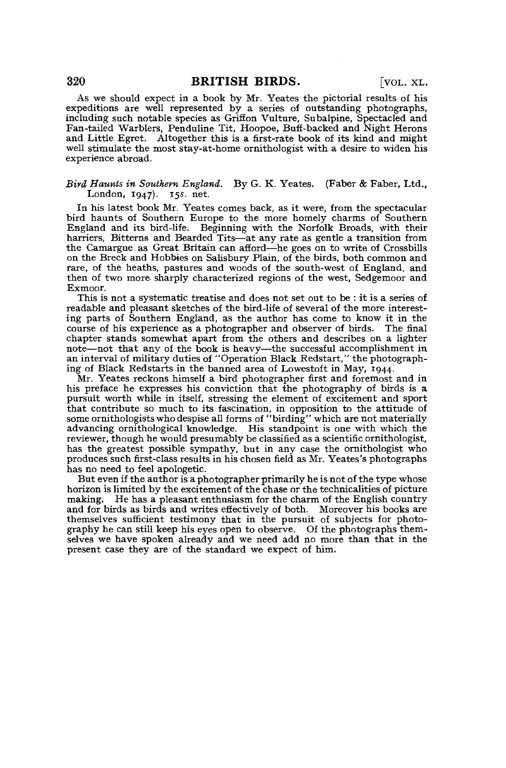As we should expect in a book by Mr. Yeates the pictorial results of his expeditions are well represented by a series of outstanding photographs, including such notable species as Griffon Vulture, Subalpine, Spectacled and Fan-tailed Warblers, Penduline Tit, Hoopoe, Buff-backed and Night Herons and Little Egret. Altogether this is a first-rate book of its kind and might well stimulate the most stay-at-home ornithologist with a desire to widen his experience abroad.

*Bird Haunts in Southern England.* By G. K. Yeates. (Faber & Faber, Ltd., London, 1947). 15*s*. net.

In his latest book Mr. Yeates comes back, as it were, from the spectacular bird haunts of Southern Europe to the more homely charms of Southern England and its bird-life. Beginning with the Norfolk Broads, with their harriers, Bitterns and Bearded Tits—at any rate as gentle a transition from the Camargue as Great Britain can afford—he goes on to write of Crossbills on the Breck and Hobbies on Salisbury Plain, of the birds, both common and rare, of the heaths, pastures and woods of the south-west of England, and then of two more sharply characterized regions of the west, Sedgemoor and Exmoor.

This is not a systematic treatise and does not set out to be : it is a series of readable and pleasant sketches of the bird-life of several of the more interesting parts of Southern England, as the author has come to know it in the course of his experience as a photographer and observer of birds. The final chapter stands somewhat apart from the others and describes on a lighter note—not that any of the book is heavy—the successful accomplishment in an interval of military duties of "Operation Black Redstart," the photographing of Black Redstarts in the banned area of Lowestoft in May, 1944.

Mr. Yeates reckons himself a bird photographer first and foremost and in his preface he expresses his conviction that the photography of birds is a pursuit worth while in itself, stressing the element of excitement and sport that contribute so much to its fascination, in opposition to the attitude of some ornithologists who despise all forms of "birding" which are not materially advancing ornithological knowledge. His standpoint is one with which the reviewer, though he would presumably be classified as a scientific ornithologist, has the greatest possible sympathy, but in any case the ornithologist who produces such first-class results in his chosen field as Mr. Yeates's photographs has no need to feel apologetic.

But even if the author is a photographer primarily he is not of the type whose horizon is limited by the excitement of the chase or the technicalities of picture making. He has a pleasant enthusiasm for the charm of the English country and for birds as birds and writes effectively of both. Moreover his books are themselves sufficient testimony that in the pursuit of subjects for photography he can still keep his eyes open to observe. Of the photographs themselves we have spoken already and we need add no more than that in the present case they are of the standard we expect of him.